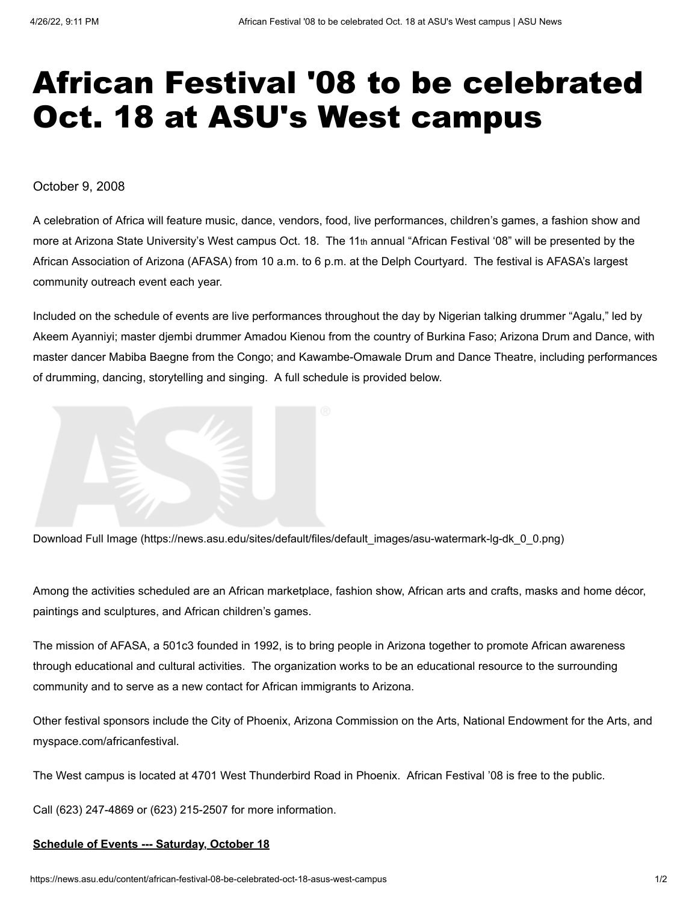# African Festival '08 to be celebrated Oct. 18 at ASU's West campus

October 9, 2008

A celebration of Africa will feature music, dance, vendors, food, live performances, children's games, a fashion show and more at Arizona State University's West campus Oct. 18. The 11th annual "African Festival '08" will be presented by the African Association of Arizona (AFASA) from 10 a.m. to 6 p.m. at the Delph Courtyard. The festival is AFASA's largest community outreach event each year.

Included on the schedule of events are live performances throughout the day by Nigerian talking drummer "Agalu," led by Akeem Ayanniyi; master djembi drummer Amadou Kienou from the country of Burkina Faso; Arizona Drum and Dance, with master dancer Mabiba Baegne from the Congo; and Kawambe-Omawale Drum and Dance Theatre, including performances of drumming, dancing, storytelling and singing. A full schedule is provided below.

Download Full Image (https://news.asu.edu/sites/default/files/default_images/asu-watermark-lg-dk_0_0.png)

Among the activities scheduled are an African marketplace, fashion show, African arts and crafts, masks and home décor, paintings and sculptures, and African children's games.

The mission of AFASA, a 501c3 founded in 1992, is to bring people in Arizona together to promote African awareness through educational and cultural activities. The organization works to be an educational resource to the surrounding community and to serve as a new contact for African immigrants to Arizona.

Other festival sponsors include the City of Phoenix, Arizona Commission on the Arts, National Endowment for the Arts, and myspace.com/africanfestival.

The West campus is located at 4701 West Thunderbird Road in Phoenix. African Festival '08 is free to the public.

Call (623) 247-4869 or (623) 215-2507 for more information.

**Schedule of Events --- Saturday, October 18**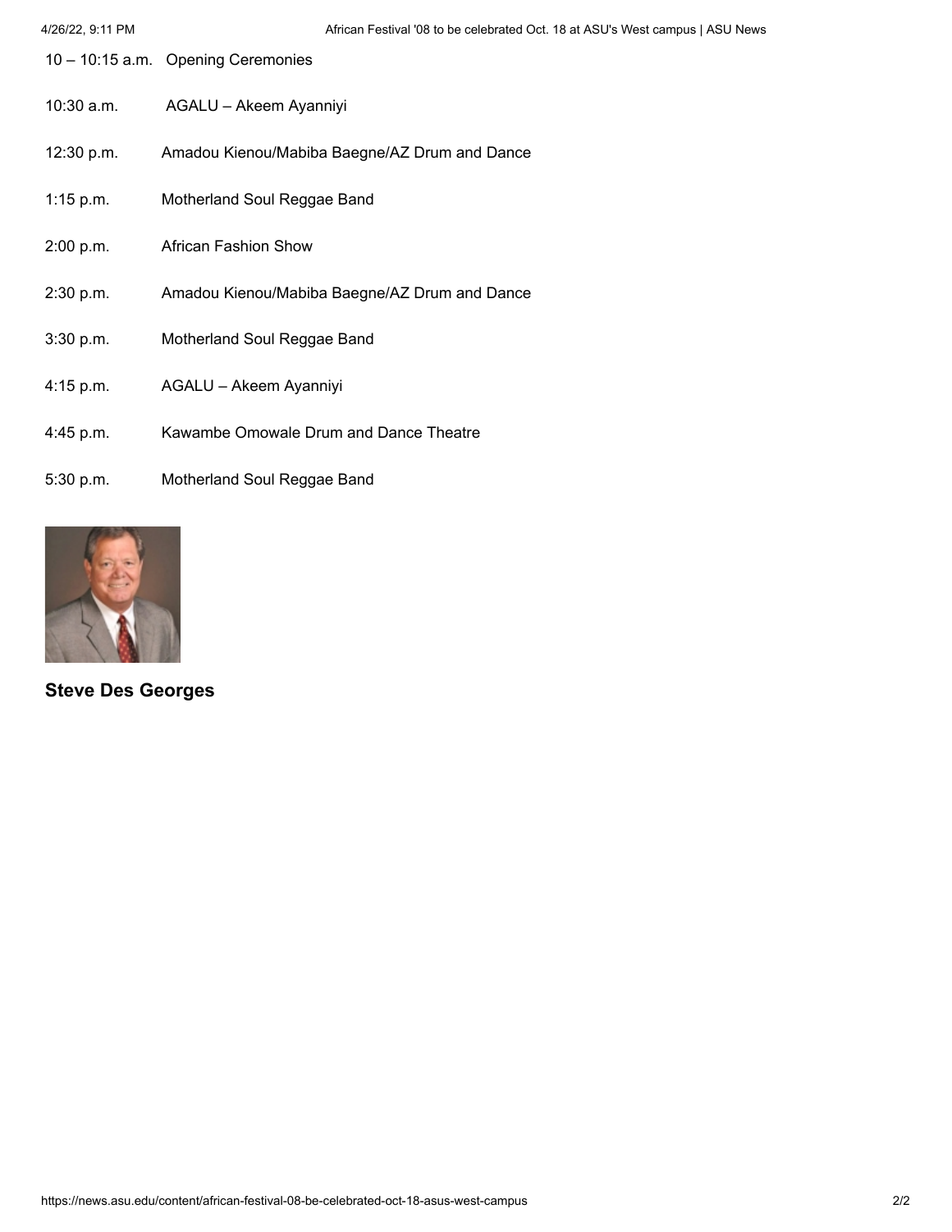| | |
|---|---|
| 10 – 10:15 a.m. | Opening Ceremonies |
| 10:30 a.m. | AGALU – Akeem Ayanniyi |
| 12:30 p.m. | Amadou Kienou/Mabiba Baegne/AZ Drum and Dance |
| 1:15 p.m. | Motherland Soul Reggae Band |
| 2:00 p.m. | African Fashion Show |
| 2:30 p.m. | Amadou Kienou/Mabiba Baegne/AZ Drum and Dance |
| 3:30 p.m. | Motherland Soul Reggae Band |
| 4:15 p.m. | AGALU – Akeem Ayanniyi |
| 4:45 p.m. | Kawambe Omowale Drum and Dance Theatre |
| 5:30 p.m. | Motherland Soul Reggae Band |

**Steve Des Georges**